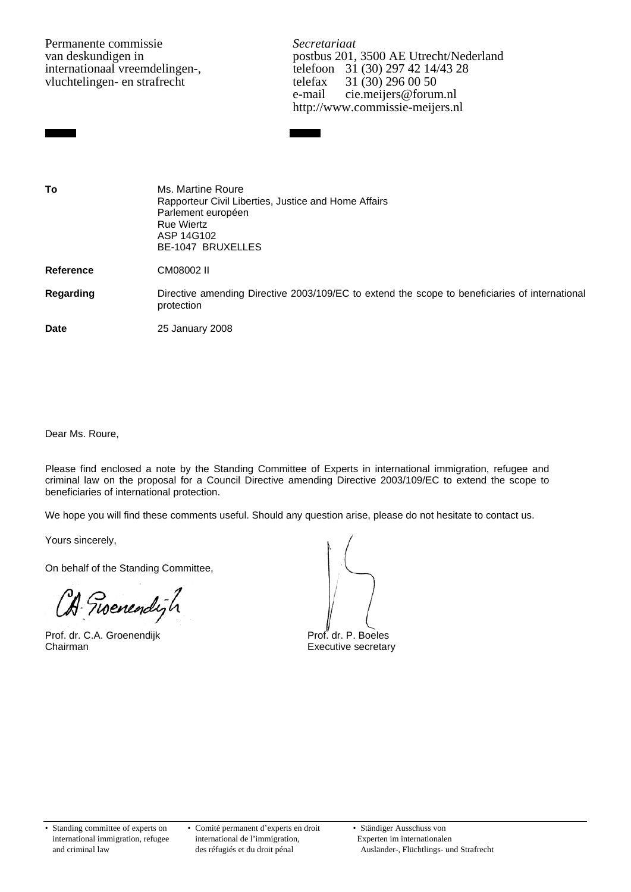Permanente commissie
van deskundigen in
internationaal vreemdelingen-,
vluchtelingen- en strafrecht

*Secretariaat*
postbus 201, 3500 AE Utrecht/Nederland
telefoon 31 (30) 297 42 14/43 28
telefax 31 (30) 296 00 50
e-mail cie.meijers@forum.nl
http://www.commissie-meijers.nl

| | |
|---|---|
| **To** | Ms. Martine Roure<br>Rapporteur Civil Liberties, Justice and Home Affairs<br>Parlement européen<br>Rue Wiertz<br>ASP 14G102<br>BE-1047 BRUXELLES |
| **Reference** | CM08002 II |
| **Regarding** | Directive amending Directive 2003/109/EC to extend the scope to beneficiaries of international protection |
| **Date** | 25 January 2008 |

Dear Ms. Roure,

Please find enclosed a note by the Standing Committee of Experts in international immigration, refugee and criminal law on the proposal for a Council Directive amending Directive 2003/109/EC to extend the scope to beneficiaries of international protection.

We hope you will find these comments useful. Should any question arise, please do not hesitate to contact us.

Yours sincerely,

On behalf of the Standing Committee,

Prof. dr. C.A. Groenendijk
Chairman

Prof. dr. P. Boeles
Executive secretary

- Standing committee of experts on international immigration, refugee and criminal law
- Comité permanent d'experts en droit international de l'immigration, des réfugiés et du droit pénal
- Ständiger Ausschuss von Experten im internationalen Ausländer-, Flüchtlings- und Strafrecht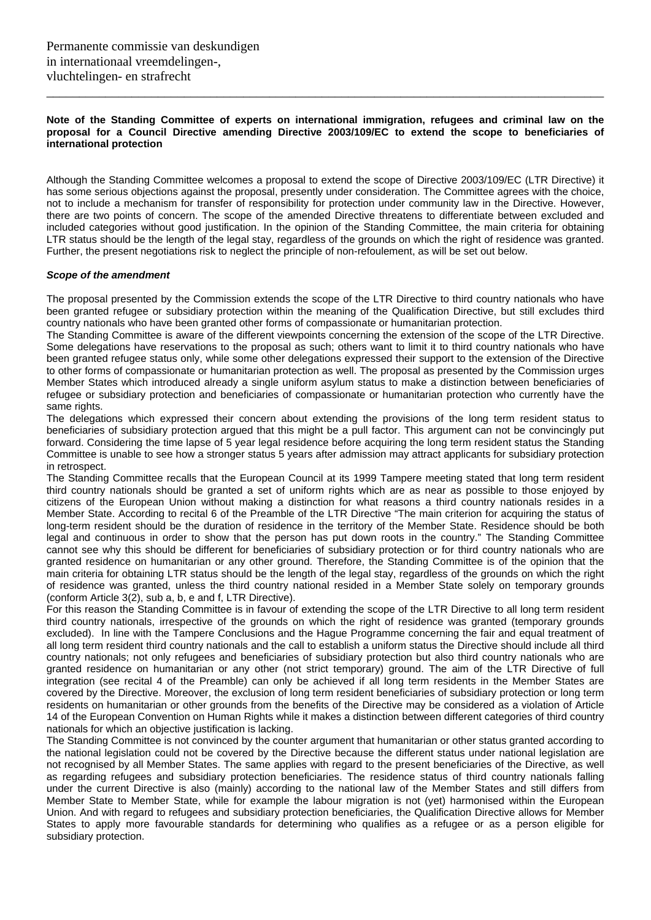Permanente commissie van deskundigen
in internationaal vreemdelingen-,
vluchtelingen- en strafrecht

---

**Note of the Standing Committee of experts on international immigration, refugees and criminal law on the proposal for a Council Directive amending Directive 2003/109/EC to extend the scope to beneficiaries of international protection**

Although the Standing Committee welcomes a proposal to extend the scope of Directive 2003/109/EC (LTR Directive) it has some serious objections against the proposal, presently under consideration. The Committee agrees with the choice, not to include a mechanism for transfer of responsibility for protection under community law in the Directive. However, there are two points of concern. The scope of the amended Directive threatens to differentiate between excluded and included categories without good justification. In the opinion of the Standing Committee, the main criteria for obtaining LTR status should be the length of the legal stay, regardless of the grounds on which the right of residence was granted. Further, the present negotiations risk to neglect the principle of non-refoulement, as will be set out below.

***Scope of the amendment***

The proposal presented by the Commission extends the scope of the LTR Directive to third country nationals who have been granted refugee or subsidiary protection within the meaning of the Qualification Directive, but still excludes third country nationals who have been granted other forms of compassionate or humanitarian protection.
The Standing Committee is aware of the different viewpoints concerning the extension of the scope of the LTR Directive. Some delegations have reservations to the proposal as such; others want to limit it to third country nationals who have been granted refugee status only, while some other delegations expressed their support to the extension of the Directive to other forms of compassionate or humanitarian protection as well. The proposal as presented by the Commission urges Member States which introduced already a single uniform asylum status to make a distinction between beneficiaries of refugee or subsidiary protection and beneficiaries of compassionate or humanitarian protection who currently have the same rights.
The delegations which expressed their concern about extending the provisions of the long term resident status to beneficiaries of subsidiary protection argued that this might be a pull factor. This argument can not be convincingly put forward. Considering the time lapse of 5 year legal residence before acquiring the long term resident status the Standing Committee is unable to see how a stronger status 5 years after admission may attract applicants for subsidiary protection in retrospect.
The Standing Committee recalls that the European Council at its 1999 Tampere meeting stated that long term resident third country nationals should be granted a set of uniform rights which are as near as possible to those enjoyed by citizens of the European Union without making a distinction for what reasons a third country nationals resides in a Member State. According to recital 6 of the Preamble of the LTR Directive "The main criterion for acquiring the status of long-term resident should be the duration of residence in the territory of the Member State. Residence should be both legal and continuous in order to show that the person has put down roots in the country." The Standing Committee cannot see why this should be different for beneficiaries of subsidiary protection or for third country nationals who are granted residence on humanitarian or any other ground. Therefore, the Standing Committee is of the opinion that the main criteria for obtaining LTR status should be the length of the legal stay, regardless of the grounds on which the right of residence was granted, unless the third country national resided in a Member State solely on temporary grounds (conform Article 3(2), sub a, b, e and f, LTR Directive).
For this reason the Standing Committee is in favour of extending the scope of the LTR Directive to all long term resident third country nationals, irrespective of the grounds on which the right of residence was granted (temporary grounds excluded). In line with the Tampere Conclusions and the Hague Programme concerning the fair and equal treatment of all long term resident third country nationals and the call to establish a uniform status the Directive should include all third country nationals; not only refugees and beneficiaries of subsidiary protection but also third country nationals who are granted residence on humanitarian or any other (not strict temporary) ground. The aim of the LTR Directive of full integration (see recital 4 of the Preamble) can only be achieved if all long term residents in the Member States are covered by the Directive. Moreover, the exclusion of long term resident beneficiaries of subsidiary protection or long term residents on humanitarian or other grounds from the benefits of the Directive may be considered as a violation of Article 14 of the European Convention on Human Rights while it makes a distinction between different categories of third country nationals for which an objective justification is lacking.
The Standing Committee is not convinced by the counter argument that humanitarian or other status granted according to the national legislation could not be covered by the Directive because the different status under national legislation are not recognised by all Member States. The same applies with regard to the present beneficiaries of the Directive, as well as regarding refugees and subsidiary protection beneficiaries. The residence status of third country nationals falling under the current Directive is also (mainly) according to the national law of the Member States and still differs from Member State to Member State, while for example the labour migration is not (yet) harmonised within the European Union. And with regard to refugees and subsidiary protection beneficiaries, the Qualification Directive allows for Member States to apply more favourable standards for determining who qualifies as a refugee or as a person eligible for subsidiary protection.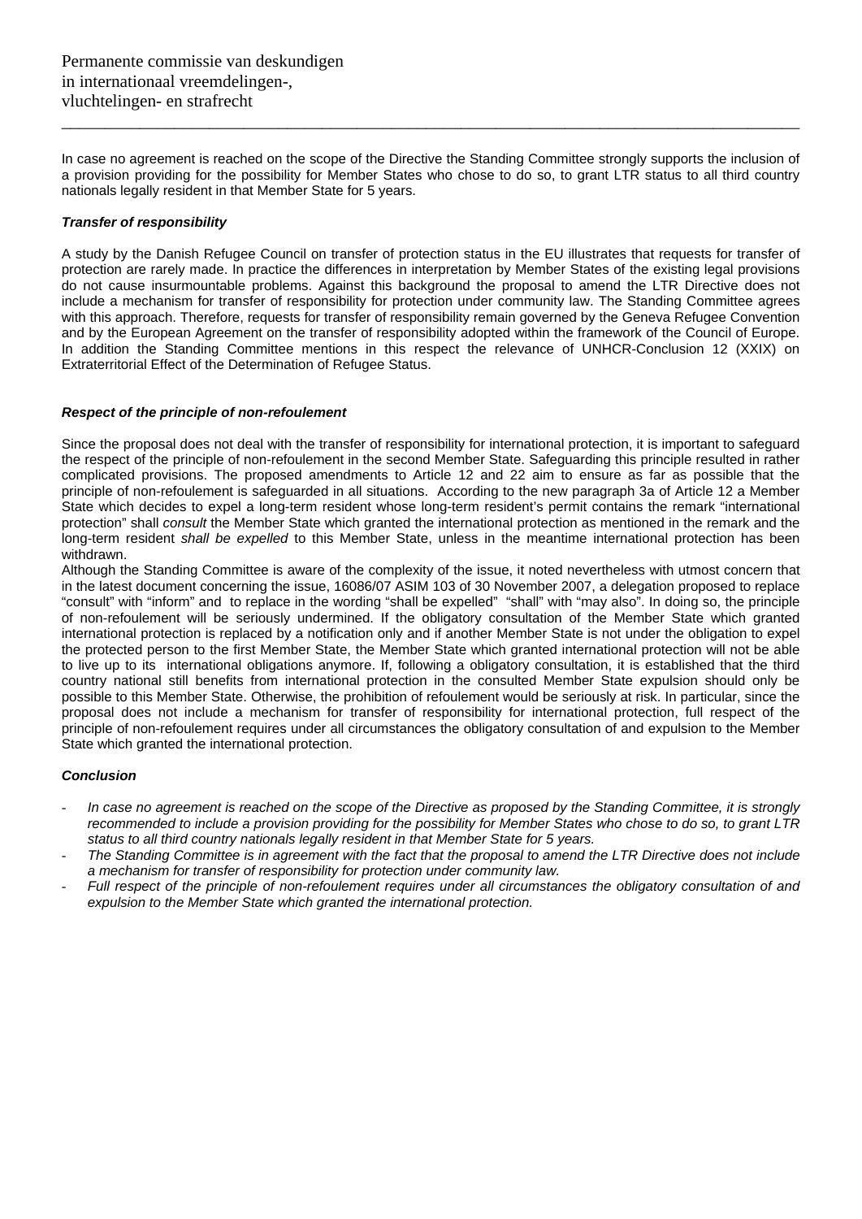In case no agreement is reached on the scope of the Directive the Standing Committee strongly supports the inclusion of a provision providing for the possibility for Member States who chose to do so, to grant LTR status to all third country nationals legally resident in that Member State for 5 years.

***Transfer of responsibility***

A study by the Danish Refugee Council on transfer of protection status in the EU illustrates that requests for transfer of protection are rarely made. In practice the differences in interpretation by Member States of the existing legal provisions do not cause insurmountable problems. Against this background the proposal to amend the LTR Directive does not include a mechanism for transfer of responsibility for protection under community law. The Standing Committee agrees with this approach. Therefore, requests for transfer of responsibility remain governed by the Geneva Refugee Convention and by the European Agreement on the transfer of responsibility adopted within the framework of the Council of Europe. In addition the Standing Committee mentions in this respect the relevance of UNHCR-Conclusion 12 (XXIX) on Extraterritorial Effect of the Determination of Refugee Status.

***Respect of the principle of non-refoulement***

Since the proposal does not deal with the transfer of responsibility for international protection, it is important to safeguard the respect of the principle of non-refoulement in the second Member State. Safeguarding this principle resulted in rather complicated provisions. The proposed amendments to Article 12 and 22 aim to ensure as far as possible that the principle of non-refoulement is safeguarded in all situations. According to the new paragraph 3a of Article 12 a Member State which decides to expel a long-term resident whose long-term resident's permit contains the remark "international protection" shall *consult* the Member State which granted the international protection as mentioned in the remark and the long-term resident *shall be expelled* to this Member State, unless in the meantime international protection has been withdrawn.

Although the Standing Committee is aware of the complexity of the issue, it noted nevertheless with utmost concern that in the latest document concerning the issue, 16086/07 ASIM 103 of 30 November 2007, a delegation proposed to replace "consult" with "inform" and to replace in the wording "shall be expelled" "shall" with "may also". In doing so, the principle of non-refoulement will be seriously undermined. If the obligatory consultation of the Member State which granted international protection is replaced by a notification only and if another Member State is not under the obligation to expel the protected person to the first Member State, the Member State which granted international protection will not be able to live up to its international obligations anymore. If, following a obligatory consultation, it is established that the third country national still benefits from international protection in the consulted Member State expulsion should only be possible to this Member State. Otherwise, the prohibition of refoulement would be seriously at risk. In particular, since the proposal does not include a mechanism for transfer of responsibility for international protection, full respect of the principle of non-refoulement requires under all circumstances the obligatory consultation of and expulsion to the Member State which granted the international protection.

***Conclusion***

- *In case no agreement is reached on the scope of the Directive as proposed by the Standing Committee, it is strongly recommended to include a provision providing for the possibility for Member States who chose to do so, to grant LTR status to all third country nationals legally resident in that Member State for 5 years.*
- *The Standing Committee is in agreement with the fact that the proposal to amend the LTR Directive does not include a mechanism for transfer of responsibility for protection under community law.*
- *Full respect of the principle of non-refoulement requires under all circumstances the obligatory consultation of and expulsion to the Member State which granted the international protection.*